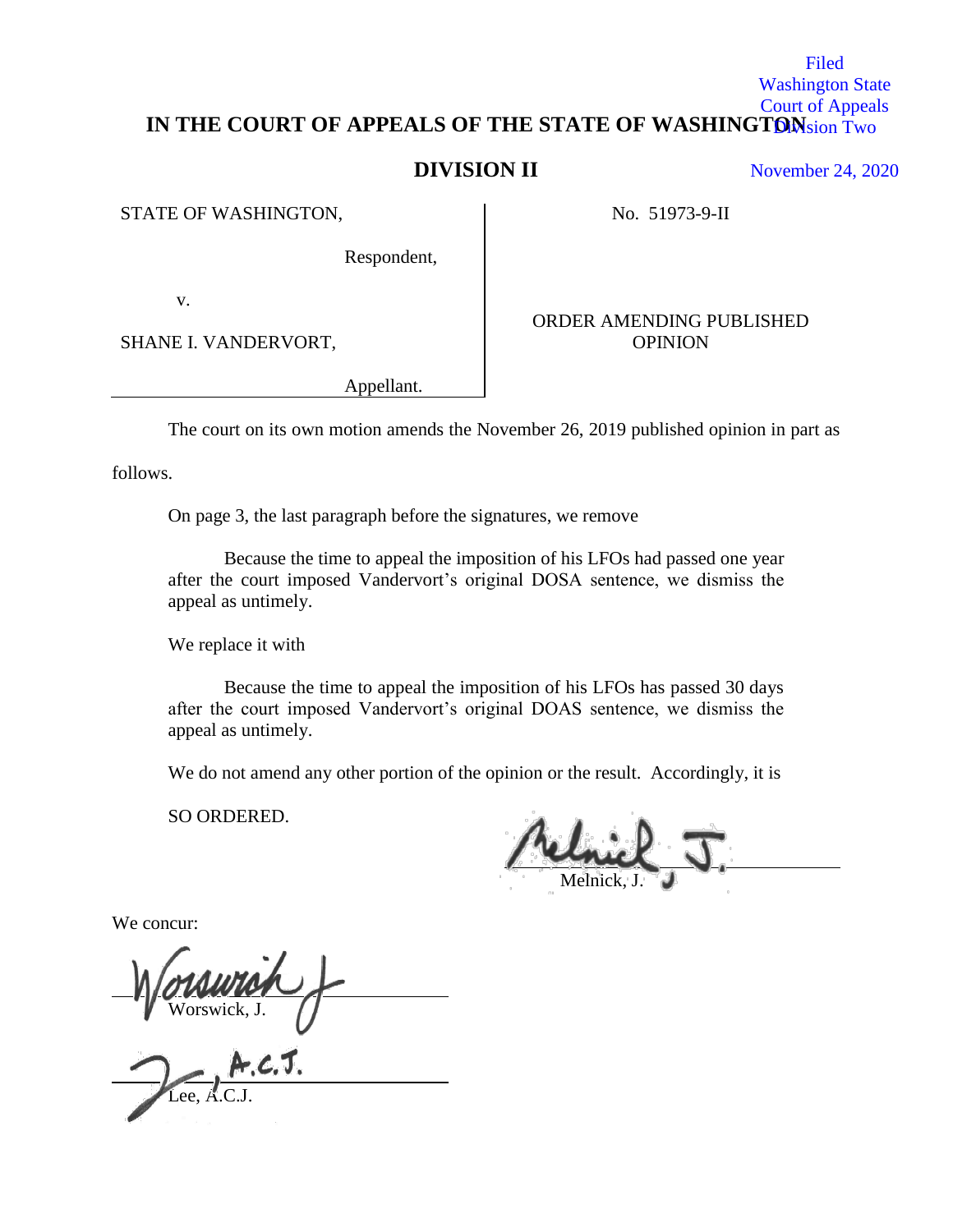Filed
Washington State
Court of Appeals
Division Two

November 24, 2020

# IN THE COURT OF APPEALS OF THE STATE OF WASHINGTON

## DIVISION II

STATE OF WASHINGTON,

Respondent,

v.

SHANE I. VANDERVORT,

Appellant.

No. 51973-9-II

ORDER AMENDING PUBLISHED OPINION

The court on its own motion amends the November 26, 2019 published opinion in part as follows.

On page 3, the last paragraph before the signatures, we remove

> Because the time to appeal the imposition of his LFOs had passed one year after the court imposed Vandervort's original DOSA sentence, we dismiss the appeal as untimely.

We replace it with

> Because the time to appeal the imposition of his LFOs has passed 30 days after the court imposed Vandervort's original DOAS sentence, we dismiss the appeal as untimely.

We do not amend any other portion of the opinion or the result. Accordingly, it is

SO ORDERED.

Melnick, J.

We concur:

Worswick, J.

Lee, A.C.J.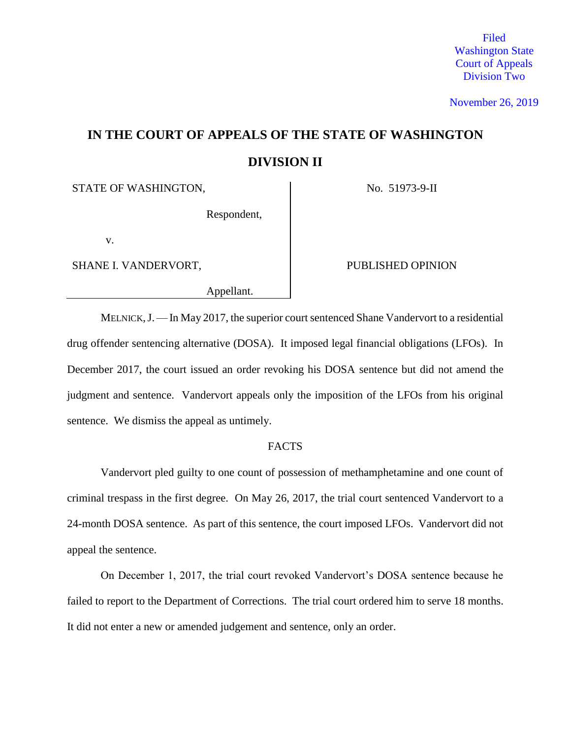Filed
Washington State
Court of Appeals
Division Two

November 26, 2019

# IN THE COURT OF APPEALS OF THE STATE OF WASHINGTON

## DIVISION II

| | |
|---|---|
| STATE OF WASHINGTON,<br><br>Respondent,<br><br>v.<br><br>SHANE I. VANDERVORT,<br><br>Appellant. | No. 51973-9-II<br><br><br><br>PUBLISHED OPINION |

MELNICK, J. — In May 2017, the superior court sentenced Shane Vandervort to a residential drug offender sentencing alternative (DOSA). It imposed legal financial obligations (LFOs). In December 2017, the court issued an order revoking his DOSA sentence but did not amend the judgment and sentence. Vandervort appeals only the imposition of the LFOs from his original sentence. We dismiss the appeal as untimely.

FACTS

Vandervort pled guilty to one count of possession of methamphetamine and one count of criminal trespass in the first degree. On May 26, 2017, the trial court sentenced Vandervort to a 24-month DOSA sentence. As part of this sentence, the court imposed LFOs. Vandervort did not appeal the sentence.

On December 1, 2017, the trial court revoked Vandervort's DOSA sentence because he failed to report to the Department of Corrections. The trial court ordered him to serve 18 months. It did not enter a new or amended judgement and sentence, only an order.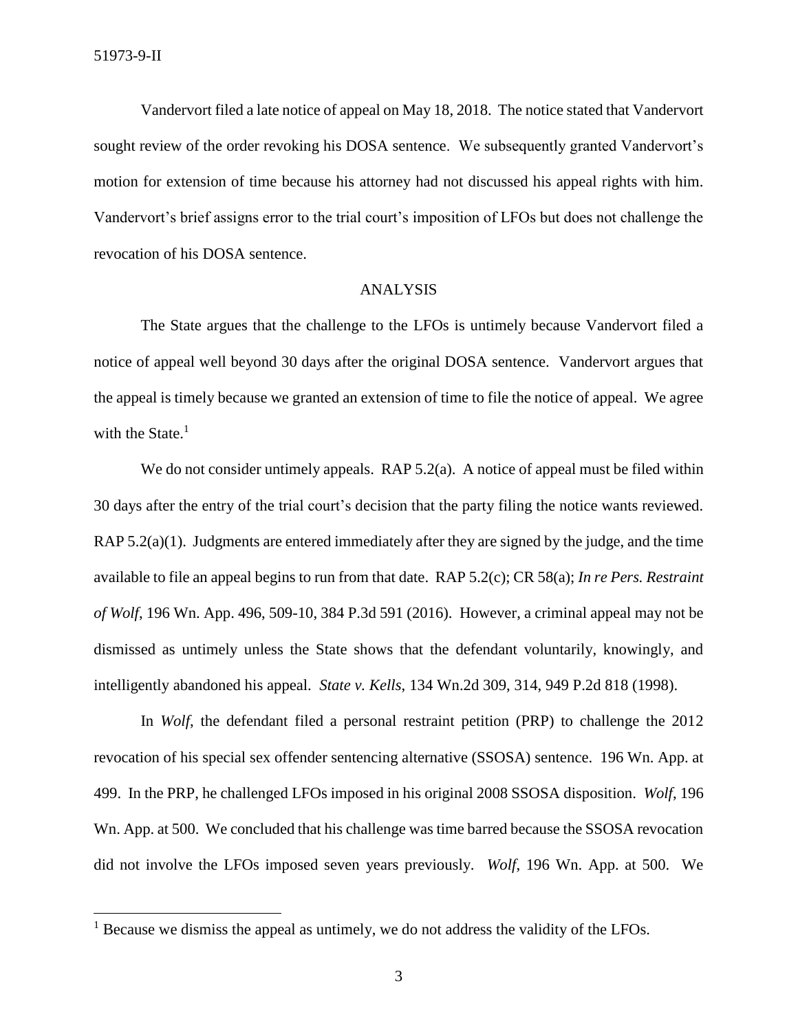Vandervort filed a late notice of appeal on May 18, 2018. The notice stated that Vandervort sought review of the order revoking his DOSA sentence. We subsequently granted Vandervort's motion for extension of time because his attorney had not discussed his appeal rights with him. Vandervort's brief assigns error to the trial court's imposition of LFOs but does not challenge the revocation of his DOSA sentence.

## ANALYSIS

The State argues that the challenge to the LFOs is untimely because Vandervort filed a notice of appeal well beyond 30 days after the original DOSA sentence. Vandervort argues that the appeal is timely because we granted an extension of time to file the notice of appeal. We agree with the State.[1]

We do not consider untimely appeals. RAP 5.2(a). A notice of appeal must be filed within 30 days after the entry of the trial court's decision that the party filing the notice wants reviewed. RAP 5.2(a)(1). Judgments are entered immediately after they are signed by the judge, and the time available to file an appeal begins to run from that date. RAP 5.2(c); CR 58(a); *In re Pers. Restraint of Wolf*, 196 Wn. App. 496, 509-10, 384 P.3d 591 (2016). However, a criminal appeal may not be dismissed as untimely unless the State shows that the defendant voluntarily, knowingly, and intelligently abandoned his appeal. *State v. Kells*, 134 Wn.2d 309, 314, 949 P.2d 818 (1998).

In *Wolf*, the defendant filed a personal restraint petition (PRP) to challenge the 2012 revocation of his special sex offender sentencing alternative (SSOSA) sentence. 196 Wn. App. at 499. In the PRP, he challenged LFOs imposed in his original 2008 SSOSA disposition. *Wolf*, 196 Wn. App. at 500. We concluded that his challenge was time barred because the SSOSA revocation did not involve the LFOs imposed seven years previously. *Wolf*, 196 Wn. App. at 500. We

---

[1] Because we dismiss the appeal as untimely, we do not address the validity of the LFOs.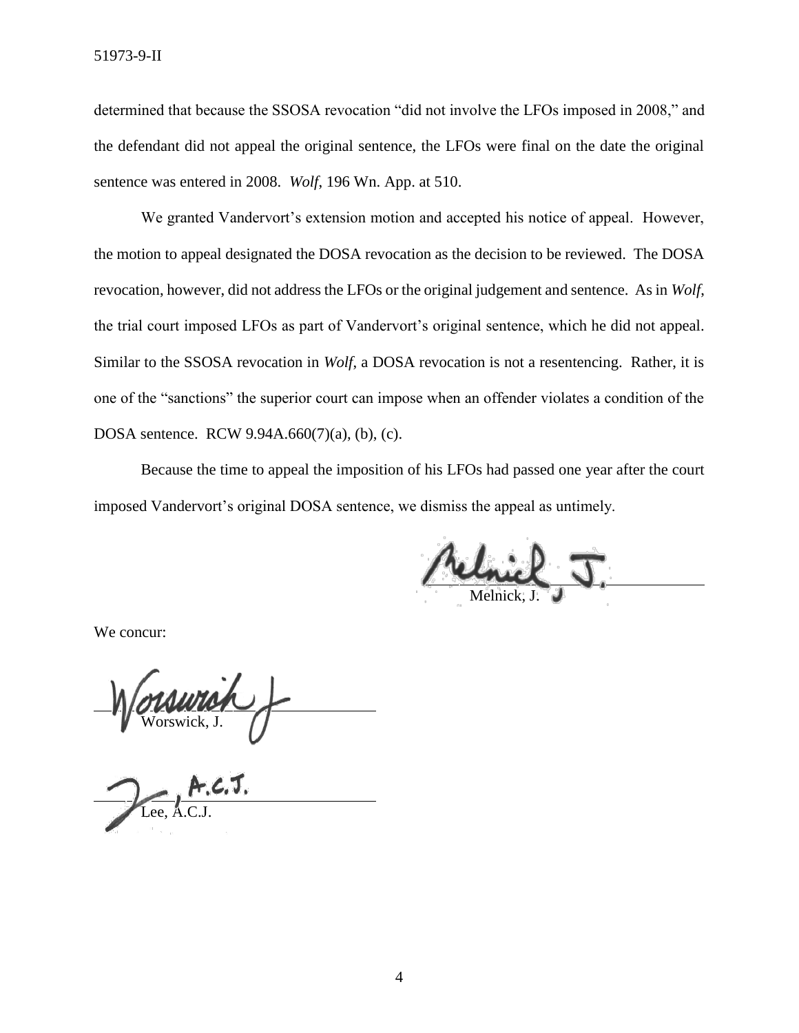determined that because the SSOSA revocation "did not involve the LFOs imposed in 2008," and the defendant did not appeal the original sentence, the LFOs were final on the date the original sentence was entered in 2008. *Wolf*, 196 Wn. App. at 510.

We granted Vandervort's extension motion and accepted his notice of appeal. However, the motion to appeal designated the DOSA revocation as the decision to be reviewed. The DOSA revocation, however, did not address the LFOs or the original judgement and sentence. As in *Wolf*, the trial court imposed LFOs as part of Vandervort's original sentence, which he did not appeal. Similar to the SSOSA revocation in *Wolf*, a DOSA revocation is not a resentencing. Rather, it is one of the "sanctions" the superior court can impose when an offender violates a condition of the DOSA sentence. RCW 9.94A.660(7)(a), (b), (c).

Because the time to appeal the imposition of his LFOs had passed one year after the court imposed Vandervort's original DOSA sentence, we dismiss the appeal as untimely.

Melnick, J.

We concur:

Worswick, J.

Lee, A.C.J.